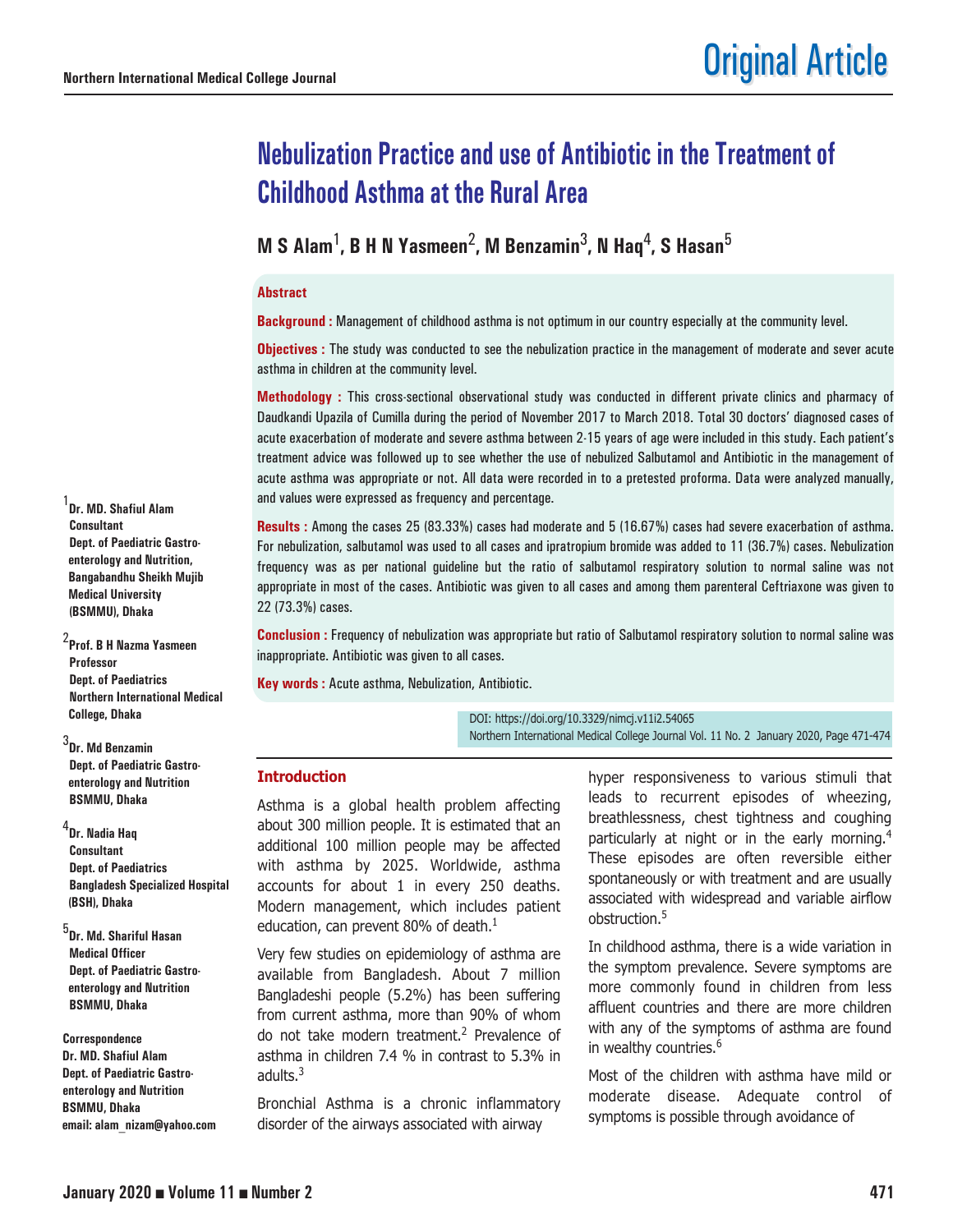# Nebulization Practice and use of Antibiotic in the Treatment of Childhood Asthma at the Rural Area

**M S Alam[1], B H N Yasmeen[2], M Benzamin[3], N Haq[4], S Hasan[5]**

## Abstract

**Background :** Management of childhood asthma is not optimum in our country especially at the community level.

**Objectives :** The study was conducted to see the nebulization practice in the management of moderate and sever acute asthma in children at the community level.

**Methodology :** This cross-sectional observational study was conducted in different private clinics and pharmacy of Daudkandi Upazila of Cumilla during the period of November 2017 to March 2018. Total 30 doctors' diagnosed cases of acute exacerbation of moderate and severe asthma between 2-15 years of age were included in this study. Each patient's treatment advice was followed up to see whether the use of nebulized Salbutamol and Antibiotic in the management of acute asthma was appropriate or not. All data were recorded in to a pretested proforma. Data were analyzed manually, and values were expressed as frequency and percentage.

**Results :** Among the cases 25 (83.33%) cases had moderate and 5 (16.67%) cases had severe exacerbation of asthma. For nebulization, salbutamol was used to all cases and ipratropium bromide was added to 11 (36.7%) cases. Nebulization frequency was as per national guideline but the ratio of salbutamol respiratory solution to normal saline was not appropriate in most of the cases. Antibiotic was given to all cases and among them parenteral Ceftriaxone was given to 22 (73.3%) cases.

**Conclusion :** Frequency of nebulization was appropriate but ratio of Salbutamol respiratory solution to normal saline was inappropriate. Antibiotic was given to all cases.

**Key words :** Acute asthma, Nebulization, Antibiotic.

DOI: https://doi.org/10.3329/nimcj.v11i2.54065

[1]**Dr. MD. Shafiul Alam**
Consultant
Dept. of Paediatric Gastroenterology and Nutrition, Bangabandhu Sheikh Mujib Medical University (BSMMU), Dhaka

[2]**Prof. B H Nazma Yasmeen**
Professor
Dept. of Paediatrics
Northern International Medical College, Dhaka

[3]**Dr. Md Benzamin**
Dept. of Paediatric Gastroenterology and Nutrition
BSMMU, Dhaka

[4]**Dr. Nadia Haq**
Consultant
Dept. of Paediatrics
Bangladesh Specialized Hospital (BSH), Dhaka

[5]**Dr. Md. Shariful Hasan**
Medical Officer
Dept. of Paediatric Gastroenterology and Nutrition
BSMMU, Dhaka

**Correspondence**
**Dr. MD. Shafiul Alam**
**Dept. of Paediatric Gastroenterology and Nutrition**
**BSMMU, Dhaka**
**email: alam_nizam@yahoo.com**

## Introduction

Asthma is a global health problem affecting about 300 million people. It is estimated that an additional 100 million people may be affected with asthma by 2025. Worldwide, asthma accounts for about 1 in every 250 deaths. Modern management, which includes patient education, can prevent 80% of death.[1]

Very few studies on epidemiology of asthma are available from Bangladesh. About 7 million Bangladeshi people (5.2%) has been suffering from current asthma, more than 90% of whom do not take modern treatment.[2] Prevalence of asthma in children 7.4 % in contrast to 5.3% in adults.[3]

Bronchial Asthma is a chronic inflammatory disorder of the airways associated with airway hyper responsiveness to various stimuli that leads to recurrent episodes of wheezing, breathlessness, chest tightness and coughing particularly at night or in the early morning.[4] These episodes are often reversible either spontaneously or with treatment and are usually associated with widespread and variable airflow obstruction.[5]

In childhood asthma, there is a wide variation in the symptom prevalence. Severe symptoms are more commonly found in children from less affluent countries and there are more children with any of the symptoms of asthma are found in wealthy countries.[6]

Most of the children with asthma have mild or moderate disease. Adequate control of symptoms is possible through avoidance of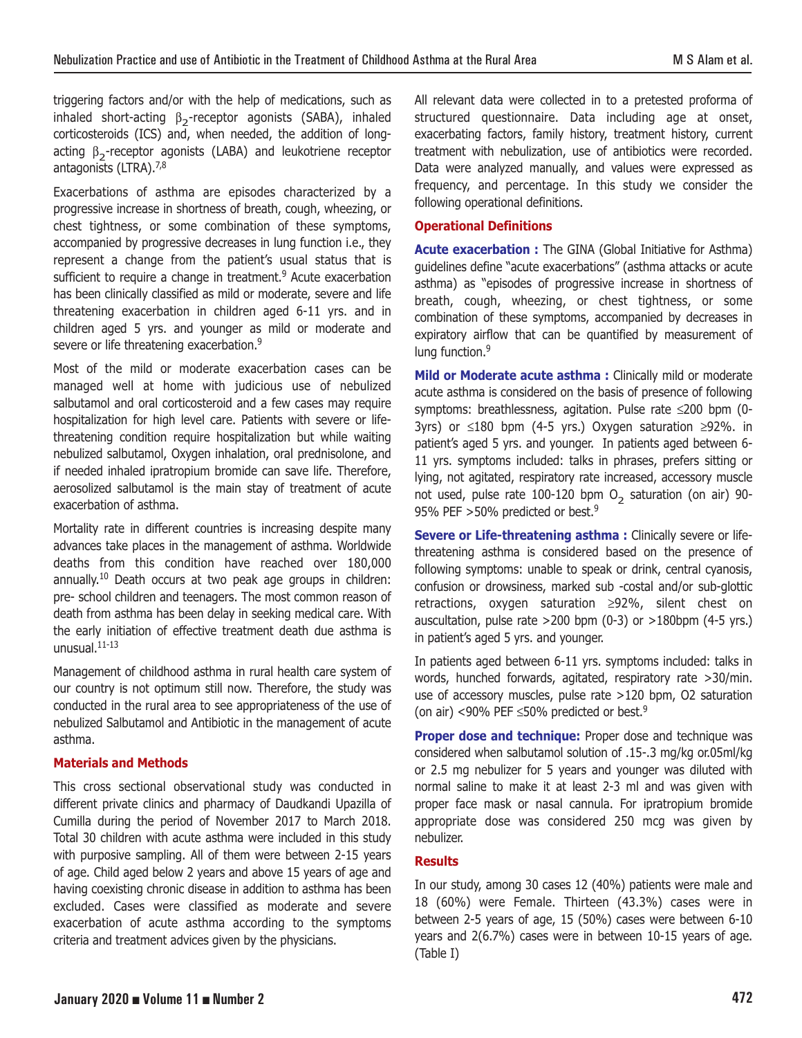triggering factors and/or with the help of medications, such as inhaled short-acting $\beta_2$-receptor agonists (SABA), inhaled corticosteroids (ICS) and, when needed, the addition of long-acting $\beta_2$-receptor agonists (LABA) and leukotriene receptor antagonists (LTRA).[7,8]

Exacerbations of asthma are episodes characterized by a progressive increase in shortness of breath, cough, wheezing, or chest tightness, or some combination of these symptoms, accompanied by progressive decreases in lung function i.e., they represent a change from the patient's usual status that is sufficient to require a change in treatment.[9] Acute exacerbation has been clinically classified as mild or moderate, severe and life threatening exacerbation in children aged 6-11 yrs. and in children aged 5 yrs. and younger as mild or moderate and severe or life threatening exacerbation.[9]

Most of the mild or moderate exacerbation cases can be managed well at home with judicious use of nebulized salbutamol and oral corticosteroid and a few cases may require hospitalization for high level care. Patients with severe or life-threatening condition require hospitalization but while waiting nebulized salbutamol, Oxygen inhalation, oral prednisolone, and if needed inhaled ipratropium bromide can save life. Therefore, aerosolized salbutamol is the main stay of treatment of acute exacerbation of asthma.

Mortality rate in different countries is increasing despite many advances take places in the management of asthma. Worldwide deaths from this condition have reached over 180,000 annually.[10] Death occurs at two peak age groups in children: pre- school children and teenagers. The most common reason of death from asthma has been delay in seeking medical care. With the early initiation of effective treatment death due asthma is unusual.[11-13]

Management of childhood asthma in rural health care system of our country is not optimum still now. Therefore, the study was conducted in the rural area to see appropriateness of the use of nebulized Salbutamol and Antibiotic in the management of acute asthma.

## Materials and Methods

This cross sectional observational study was conducted in different private clinics and pharmacy of Daudkandi Upazilla of Cumilla during the period of November 2017 to March 2018. Total 30 children with acute asthma were included in this study with purposive sampling. All of them were between 2-15 years of age. Child aged below 2 years and above 15 years of age and having coexisting chronic disease in addition to asthma has been excluded. Cases were classified as moderate and severe exacerbation of acute asthma according to the symptoms criteria and treatment advices given by the physicians.

All relevant data were collected in to a pretested proforma of structured questionnaire. Data including age at onset, exacerbating factors, family history, treatment history, current treatment with nebulization, use of antibiotics were recorded. Data were analyzed manually, and values were expressed as frequency, and percentage. In this study we consider the following operational definitions.

### Operational Definitions

**Acute exacerbation :** The GINA (Global Initiative for Asthma) guidelines define "acute exacerbations" (asthma attacks or acute asthma) as "episodes of progressive increase in shortness of breath, cough, wheezing, or chest tightness, or some combination of these symptoms, accompanied by decreases in expiratory airflow that can be quantified by measurement of lung function.[9]

**Mild or Moderate acute asthma :** Clinically mild or moderate acute asthma is considered on the basis of presence of following symptoms: breathlessness, agitation. Pulse rate ≤200 bpm (0-3yrs) or ≤180 bpm (4-5 yrs.) Oxygen saturation ≥92%. in patient's aged 5 yrs. and younger. In patients aged between 6-11 yrs. symptoms included: talks in phrases, prefers sitting or lying, not agitated, respiratory rate increased, accessory muscle not used, pulse rate 100-120 bpm $O_2$ saturation (on air) 90-95% PEF >50% predicted or best.[9]

**Severe or Life-threatening asthma :** Clinically severe or life-threatening asthma is considered based on the presence of following symptoms: unable to speak or drink, central cyanosis, confusion or drowsiness, marked sub -costal and/or sub-glottic retractions, oxygen saturation ≥92%, silent chest on auscultation, pulse rate >200 bpm (0-3) or >180bpm (4-5 yrs.) in patient's aged 5 yrs. and younger.

In patients aged between 6-11 yrs. symptoms included: talks in words, hunched forwards, agitated, respiratory rate >30/min. use of accessory muscles, pulse rate >120 bpm, O2 saturation (on air) <90% PEF ≤50% predicted or best.[9]

**Proper dose and technique:** Proper dose and technique was considered when salbutamol solution of .15-.3 mg/kg or.05ml/kg or 2.5 mg nebulizer for 5 years and younger was diluted with normal saline to make it at least 2-3 ml and was given with proper face mask or nasal cannula. For ipratropium bromide appropriate dose was considered 250 mcg was given by nebulizer.

## Results

In our study, among 30 cases 12 (40%) patients were male and 18 (60%) were Female. Thirteen (43.3%) cases were in between 2-5 years of age, 15 (50%) cases were between 6-10 years and 2(6.7%) cases were in between 10-15 years of age. (Table I)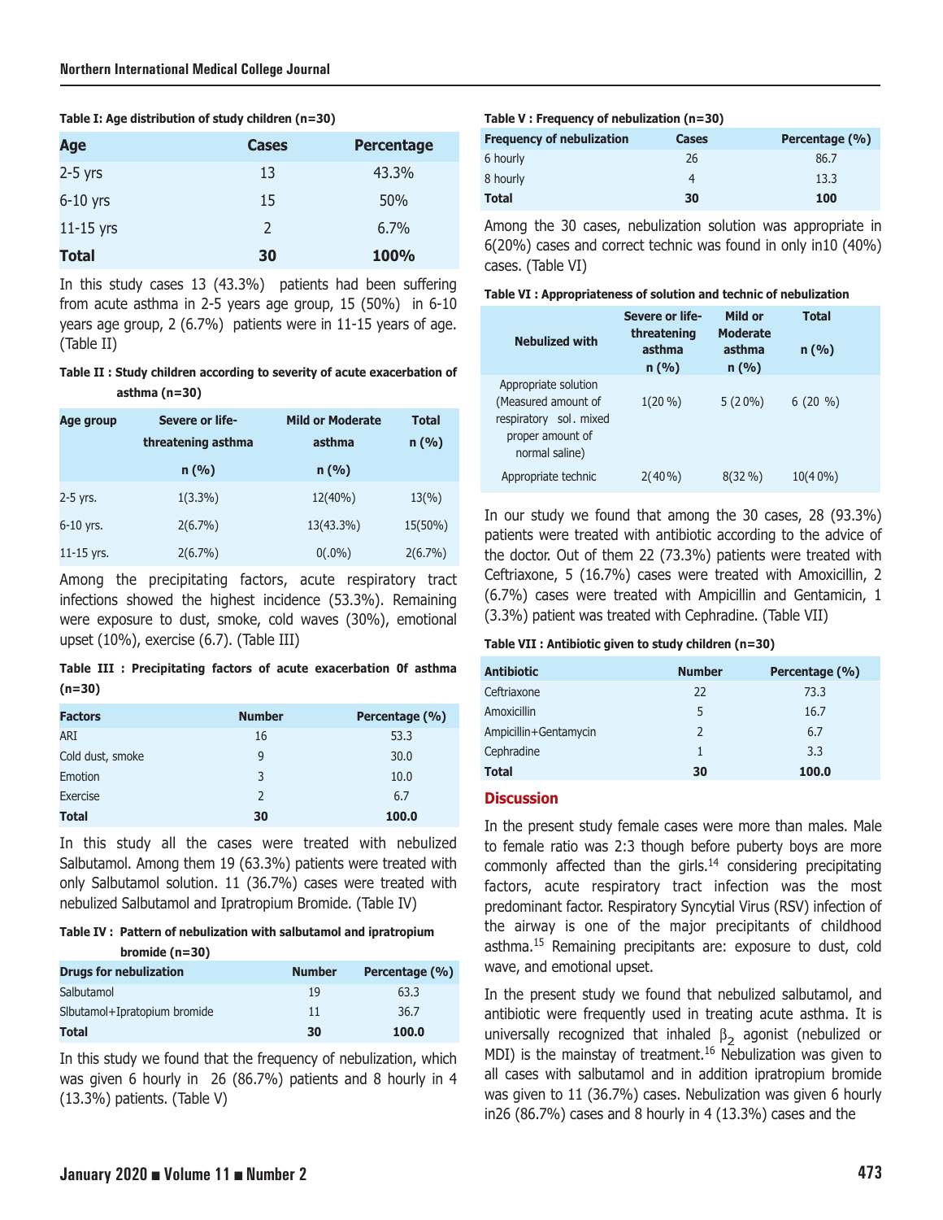**Table I: Age distribution of study children (n=30)**

| Age | Cases | Percentage |
|---|---|---|
| 2-5 yrs | 13 | 43.3% |
| 6-10 yrs | 15 | 50% |
| 11-15 yrs | 2 | 6.7% |
| **Total** | **30** | **100%** |

In this study cases 13 (43.3%) patients had been suffering from acute asthma in 2-5 years age group, 15 (50%) in 6-10 years age group, 2 (6.7%) patients were in 11-15 years of age. (Table II)

**Table II : Study children according to severity of acute exacerbation of asthma (n=30)**

| Age group | Severe or life-threatening asthma n (%) | Mild or Moderate asthma n (%) | Total n (%) |
|---|---|---|---|
| 2-5 yrs. | 1(3.3%) | 12(40%) | 13(%) |
| 6-10 yrs. | 2(6.7%) | 13(43.3%) | 15(50%) |
| 11-15 yrs. | 2(6.7%) | 0(.0%) | 2(6.7%) |

Among the precipitating factors, acute respiratory tract infections showed the highest incidence (53.3%). Remaining were exposure to dust, smoke, cold waves (30%), emotional upset (10%), exercise (6.7). (Table III)

**Table III : Precipitating factors of acute exacerbation 0f asthma (n=30)**

| Factors | Number | Percentage (%) |
|---|---|---|
| ARI | 16 | 53.3 |
| Cold dust, smoke | 9 | 30.0 |
| Emotion | 3 | 10.0 |
| Exercise | 2 | 6.7 |
| **Total** | **30** | **100.0** |

In this study all the cases were treated with nebulized Salbutamol. Among them 19 (63.3%) patients were treated with only Salbutamol solution. 11 (36.7%) cases were treated with nebulized Salbutamol and Ipratropium Bromide. (Table IV)

**Table IV : Pattern of nebulization with salbutamol and ipratropium bromide (n=30)**

| Drugs for nebulization | Number | Percentage (%) |
|---|---|---|
| Salbutamol | 19 | 63.3 |
| Slbutamol+Ipratopium bromide | 11 | 36.7 |
| **Total** | **30** | **100.0** |

In this study we found that the frequency of nebulization, which was given 6 hourly in 26 (86.7%) patients and 8 hourly in 4 (13.3%) patients. (Table V)

**Table V : Frequency of nebulization (n=30)**

| Frequency of nebulization | Cases | Percentage (%) |
|---|---|---|
| 6 hourly | 26 | 86.7 |
| 8 hourly | 4 | 13.3 |
| **Total** | **30** | **100** |

Among the 30 cases, nebulization solution was appropriate in 6(20%) cases and correct technic was found in only in10 (40%) cases. (Table VI)

**Table VI : Appropriateness of solution and technic of nebulization**

| Nebulized with | Severe or life-threatening asthma n (%) | Mild or Moderate asthma n (%) | Total n (%) |
|---|---|---|---|
| Appropriate solution (Measured amount of respiratory sol. mixed proper amount of normal saline) | 1(20 %) | 5 (20%) | 6 (20 %) |
| Appropriate technic | 2(40%) | 8(32 %) | 10(40%) |

In our study we found that among the 30 cases, 28 (93.3%) patients were treated with antibiotic according to the advice of the doctor. Out of them 22 (73.3%) patients were treated with Ceftriaxone, 5 (16.7%) cases were treated with Amoxicillin, 2 (6.7%) cases were treated with Ampicillin and Gentamicin, 1 (3.3%) patient was treated with Cephradine. (Table VII)

**Table VII : Antibiotic given to study children (n=30)**

| Antibiotic | Number | Percentage (%) |
|---|---|---|
| Ceftriaxone | 22 | 73.3 |
| Amoxicillin | 5 | 16.7 |
| Ampicillin+Gentamycin | 2 | 6.7 |
| Cephradine | 1 | 3.3 |
| **Total** | **30** | **100.0** |

## Discussion

In the present study female cases were more than males. Male to female ratio was 2:3 though before puberty boys are more commonly affected than the girls.[14] considering precipitating factors, acute respiratory tract infection was the most predominant factor. Respiratory Syncytial Virus (RSV) infection of the airway is one of the major precipitants of childhood asthma.[15] Remaining precipitants are: exposure to dust, cold wave, and emotional upset.

In the present study we found that nebulized salbutamol, and antibiotic were frequently used in treating acute asthma. It is universally recognized that inhaled $\beta_2$ agonist (nebulized or MDI) is the mainstay of treatment.[16] Nebulization was given to all cases with salbutamol and in addition ipratropium bromide was given to 11 (36.7%) cases. Nebulization was given 6 hourly in26 (86.7%) cases and 8 hourly in 4 (13.3%) cases and the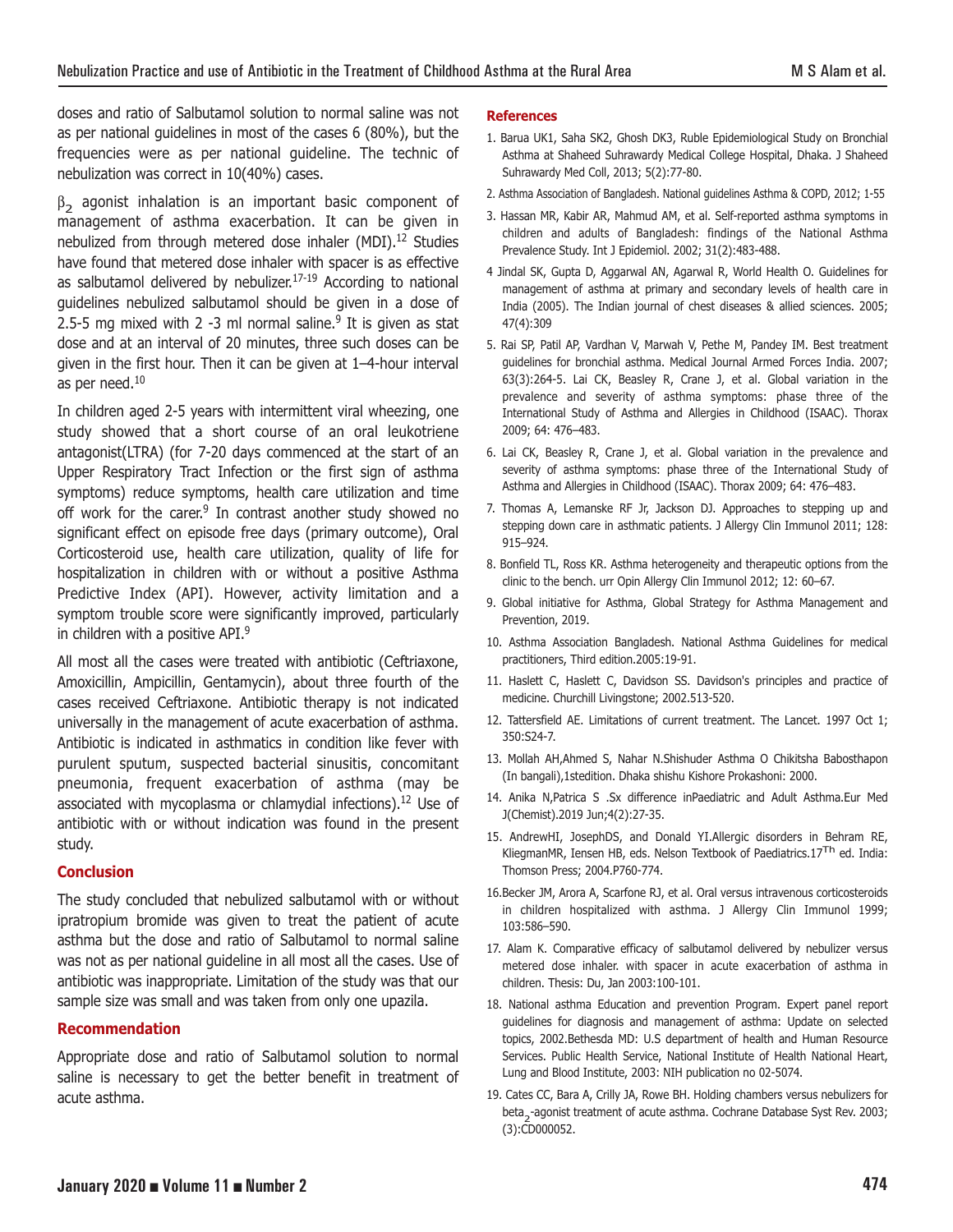doses and ratio of Salbutamol solution to normal saline was not as per national guidelines in most of the cases 6 (80%), but the frequencies were as per national guideline. The technic of nebulization was correct in 10(40%) cases.

$\beta_2$ agonist inhalation is an important basic component of management of asthma exacerbation. It can be given in nebulized from through metered dose inhaler (MDI).[12] Studies have found that metered dose inhaler with spacer is as effective as salbutamol delivered by nebulizer.[17-19] According to national guidelines nebulized salbutamol should be given in a dose of 2.5-5 mg mixed with 2 -3 ml normal saline.[9] It is given as stat dose and at an interval of 20 minutes, three such doses can be given in the first hour. Then it can be given at 1–4-hour interval as per need.[10]

In children aged 2-5 years with intermittent viral wheezing, one study showed that a short course of an oral leukotriene antagonist(LTRA) (for 7-20 days commenced at the start of an Upper Respiratory Tract Infection or the first sign of asthma symptoms) reduce symptoms, health care utilization and time off work for the carer.[9] In contrast another study showed no significant effect on episode free days (primary outcome), Oral Corticosteroid use, health care utilization, quality of life for hospitalization in children with or without a positive Asthma Predictive Index (API). However, activity limitation and a symptom trouble score were significantly improved, particularly in children with a positive API.[9]

All most all the cases were treated with antibiotic (Ceftriaxone, Amoxicillin, Ampicillin, Gentamycin), about three fourth of the cases received Ceftriaxone. Antibiotic therapy is not indicated universally in the management of acute exacerbation of asthma. Antibiotic is indicated in asthmatics in condition like fever with purulent sputum, suspected bacterial sinusitis, concomitant pneumonia, frequent exacerbation of asthma (may be associated with mycoplasma or chlamydial infections).[12] Use of antibiotic with or without indication was found in the present study.

## Conclusion

The study concluded that nebulized salbutamol with or without ipratropium bromide was given to treat the patient of acute asthma but the dose and ratio of Salbutamol to normal saline was not as per national guideline in all most all the cases. Use of antibiotic was inappropriate. Limitation of the study was that our sample size was small and was taken from only one upazila.

## Recommendation

Appropriate dose and ratio of Salbutamol solution to normal saline is necessary to get the better benefit in treatment of acute asthma.

## References

1. Barua UK1, Saha SK2, Ghosh DK3, Ruble Epidemiological Study on Bronchial Asthma at Shaheed Suhrawardy Medical College Hospital, Dhaka. J Shaheed Suhrawardy Med Coll, 2013; 5(2):77-80.
2. Asthma Association of Bangladesh. National guidelines Asthma & COPD, 2012; 1-55
3. Hassan MR, Kabir AR, Mahmud AM, et al. Self-reported asthma symptoms in children and adults of Bangladesh: findings of the National Asthma Prevalence Study. Int J Epidemiol. 2002; 31(2):483-488.
4. Jindal SK, Gupta D, Aggarwal AN, Agarwal R, World Health O. Guidelines for management of asthma at primary and secondary levels of health care in India (2005). The Indian journal of chest diseases & allied sciences. 2005; 47(4):309
5. Rai SP, Patil AP, Vardhan V, Marwah V, Pethe M, Pandey IM. Best treatment guidelines for bronchial asthma. Medical Journal Armed Forces India. 2007; 63(3):264-5. Lai CK, Beasley R, Crane J, et al. Global variation in the prevalence and severity of asthma symptoms: phase three of the International Study of Asthma and Allergies in Childhood (ISAAC). Thorax 2009; 64: 476–483.
6. Lai CK, Beasley R, Crane J, et al. Global variation in the prevalence and severity of asthma symptoms: phase three of the International Study of Asthma and Allergies in Childhood (ISAAC). Thorax 2009; 64: 476–483.
7. Thomas A, Lemanske RF Jr, Jackson DJ. Approaches to stepping up and stepping down care in asthmatic patients. J Allergy Clin Immunol 2011; 128: 915–924.
8. Bonfield TL, Ross KR. Asthma heterogeneity and therapeutic options from the clinic to the bench. urr Opin Allergy Clin Immunol 2012; 12: 60–67.
9. Global initiative for Asthma, Global Strategy for Asthma Management and Prevention, 2019.
10. Asthma Association Bangladesh. National Asthma Guidelines for medical practitioners, Third edition.2005:19-91.
11. Haslett C, Haslett C, Davidson SS. Davidson's principles and practice of medicine. Churchill Livingstone; 2002.513-520.
12. Tattersfield AE. Limitations of current treatment. The Lancet. 1997 Oct 1; 350:S24-7.
13. Mollah AH,Ahmed S, Nahar N.Shishuder Asthma O Chikitsha Babosthapon (In bangali),1stedition. Dhaka shishu Kishore Prokashoni: 2000.
14. Anika N,Patrica S .Sx difference inPaediatric and Adult Asthma.Eur Med J(Chemist).2019 Jun;4(2):27-35.
15. AndrewHI, JosephDS, and Donald YI.Allergic disorders in Behram RE, KliegmanMR, Iensen HB, eds. Nelson Textbook of Paediatrics.17[Th] ed. India: Thomson Press; 2004.P760-774.
16. Becker JM, Arora A, Scarfone RJ, et al. Oral versus intravenous corticosteroids in children hospitalized with asthma. J Allergy Clin Immunol 1999; 103:586–590.
17. Alam K. Comparative efficacy of salbutamol delivered by nebulizer versus metered dose inhaler. with spacer in acute exacerbation of asthma in children. Thesis: Du, Jan 2003:100-101.
18. National asthma Education and prevention Program. Expert panel report guidelines for diagnosis and management of asthma: Update on selected topics, 2002.Bethesda MD: U.S department of health and Human Resource Services. Public Health Service, National Institute of Health National Heart, Lung and Blood Institute, 2003: NIH publication no 02-5074.
19. Cates CC, Bara A, Crilly JA, Rowe BH. Holding chambers versus nebulizers for beta$_2$-agonist treatment of acute asthma. Cochrane Database Syst Rev. 2003; (3):CD000052.